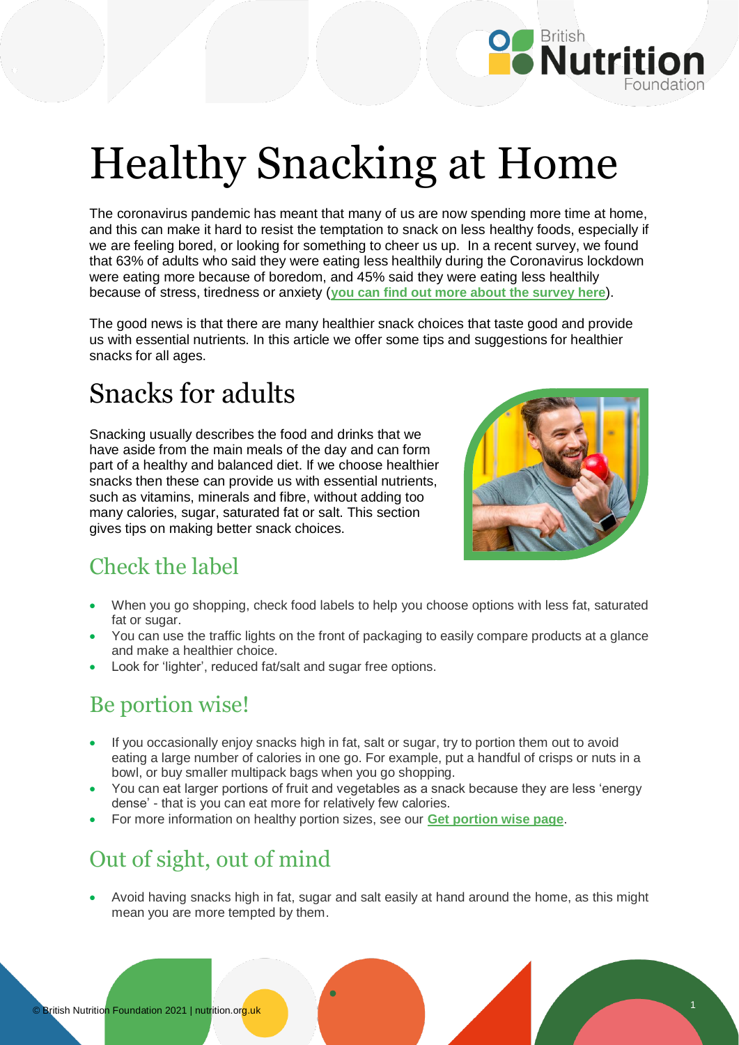# Healthy Snacking at Home

The coronavirus pandemic has meant that many of us are now spending more time at home, and this can make it hard to resist the temptation to snack on less healthy foods, especially if we are feeling bored, or looking for something to cheer us up. In a recent survey, we found that 63% of adults who said they were eating less healthily during the Coronavirus lockdown were eating more because of boredom, and 45% said they were eating less healthily because of stress, tiredness or anxiety (**you can find out more about the survey here**).

The good news is that there are many healthier snack choices that taste good and provide us with essential nutrients. In this article we offer some tips and suggestions for healthier snacks for all ages.

## Snacks for adults

Snacking usually describes the food and drinks that we have aside from the main meals of the day and can form part of a healthy and balanced diet. If we choose healthier snacks then these can provide us with essential nutrients, such as vitamins, minerals and fibre, without adding too many calories, sugar, saturated fat or salt. This section gives tips on making better snack choices.

### Check the label

- When you go shopping, check food labels to help you choose options with less fat, saturated fat or sugar.
- You can use the traffic lights on the front of packaging to easily compare products at a glance and make a healthier choice.
- Look for 'lighter', reduced fat/salt and sugar free options.

### Be portion wise!

- If you occasionally enjoy snacks high in fat, salt or sugar, try to portion them out to avoid eating a large number of calories in one go. For example, put a handful of crisps or nuts in a bowl, or buy smaller multipack bags when you go shopping.
- You can eat larger portions of fruit and vegetables as a snack because they are less 'energy dense' - that is you can eat more for relatively few calories.
- For more information on healthy portion sizes, see our **Get portion wise page**.

### Out of sight, out of mind

- Avoid having snacks high in fat, sugar and salt easily at hand around the home, as this might mean you are more tempted by them.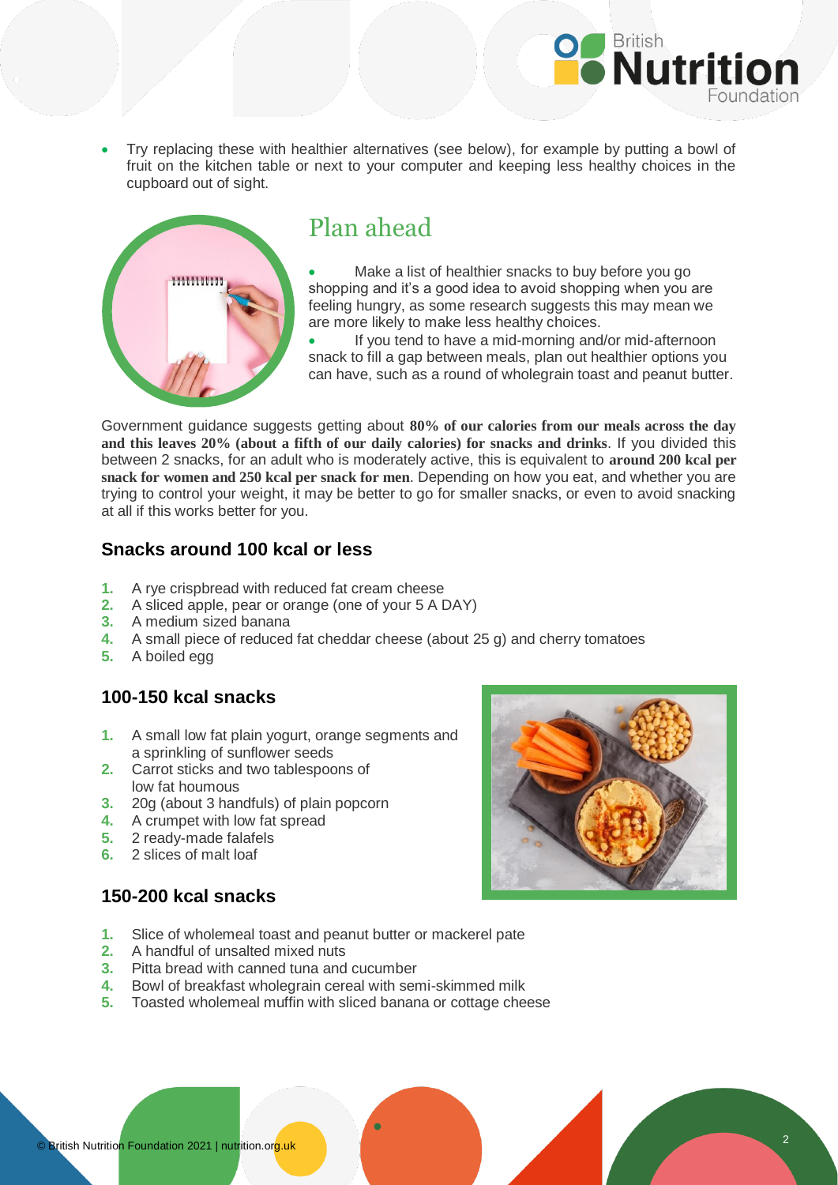- Try replacing these with healthier alternatives (see below), for example by putting a bowl of fruit on the kitchen table or next to your computer and keeping less healthy choices in the cupboard out of sight.

## Plan ahead

- Make a list of healthier snacks to buy before you go shopping and it's a good idea to avoid shopping when you are feeling hungry, as some research suggests this may mean we are more likely to make less healthy choices.
- If you tend to have a mid-morning and/or mid-afternoon snack to fill a gap between meals, plan out healthier options you can have, such as a round of wholegrain toast and peanut butter.

Government guidance suggests getting about **80% of our calories from our meals across the day and this leaves 20% (about a fifth of our daily calories) for snacks and drinks**. If you divided this between 2 snacks, for an adult who is moderately active, this is equivalent to **around 200 kcal per snack for women and 250 kcal per snack for men**. Depending on how you eat, and whether you are trying to control your weight, it may be better to go for smaller snacks, or even to avoid snacking at all if this works better for you.

### Snacks around 100 kcal or less

1. A rye crispbread with reduced fat cream cheese
2. A sliced apple, pear or orange (one of your 5 A DAY)
3. A medium sized banana
4. A small piece of reduced fat cheddar cheese (about 25 g) and cherry tomatoes
5. A boiled egg

### 100-150 kcal snacks

1. A small low fat plain yogurt, orange segments and a sprinkling of sunflower seeds
2. Carrot sticks and two tablespoons of low fat houmous
3. 20g (about 3 handfuls) of plain popcorn
4. A crumpet with low fat spread
5. 2 ready-made falafels
6. 2 slices of malt loaf

### 150-200 kcal snacks

1. Slice of wholemeal toast and peanut butter or mackerel pate
2. A handful of unsalted mixed nuts
3. Pitta bread with canned tuna and cucumber
4. Bowl of breakfast wholegrain cereal with semi-skimmed milk
5. Toasted wholemeal muffin with sliced banana or cottage cheese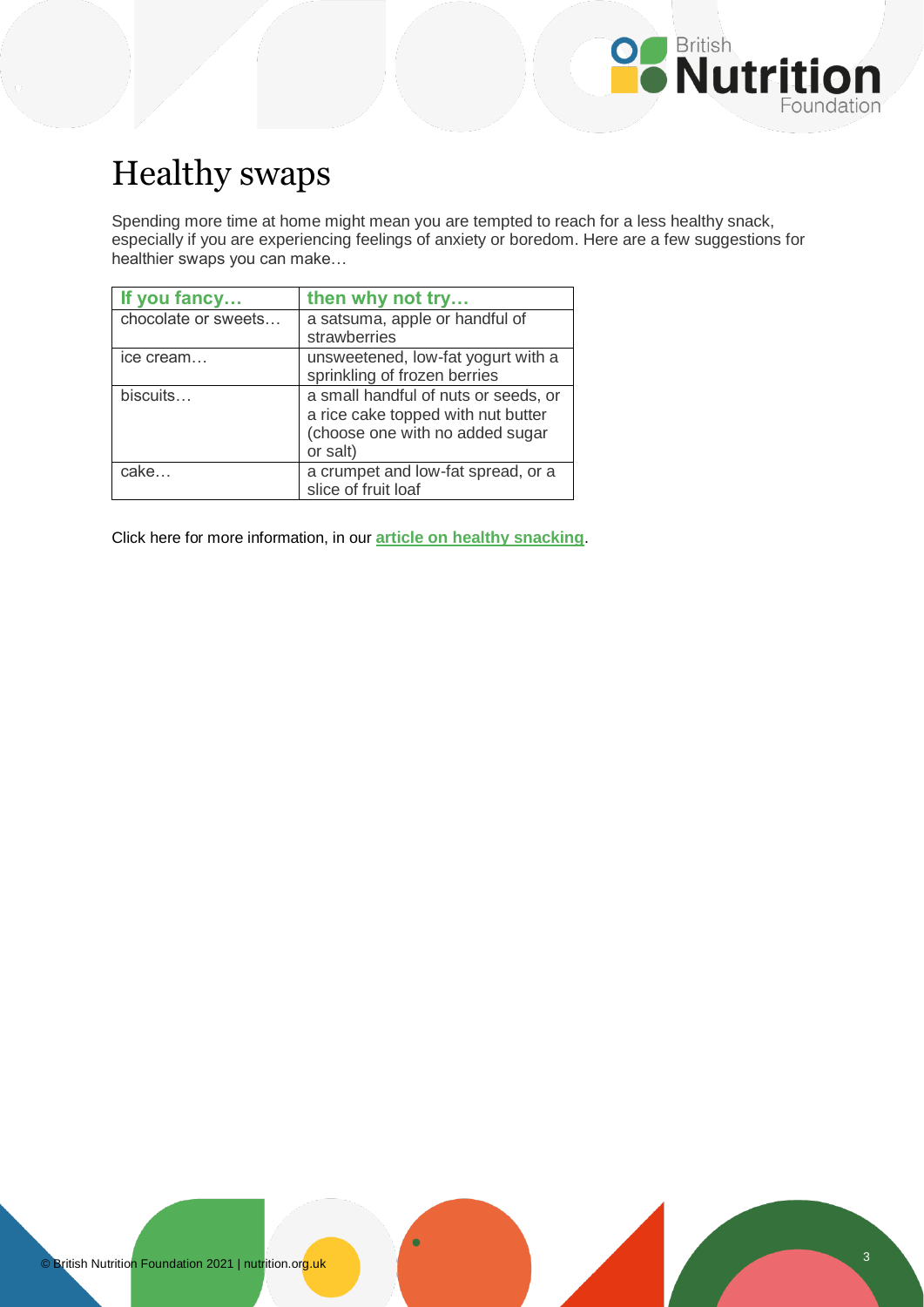# Healthy swaps

Spending more time at home might mean you are tempted to reach for a less healthy snack, especially if you are experiencing feelings of anxiety or boredom. Here are a few suggestions for healthier swaps you can make…

| If you fancy… | then why not try… |
|---|---|
| chocolate or sweets… | a satsuma, apple or handful of strawberries |
| ice cream… | unsweetened, low-fat yogurt with a sprinkling of frozen berries |
| biscuits… | a small handful of nuts or seeds, or a rice cake topped with nut butter (choose one with no added sugar or salt) |
| cake… | a crumpet and low-fat spread, or a slice of fruit loaf |

Click here for more information, in our **article on healthy snacking**.